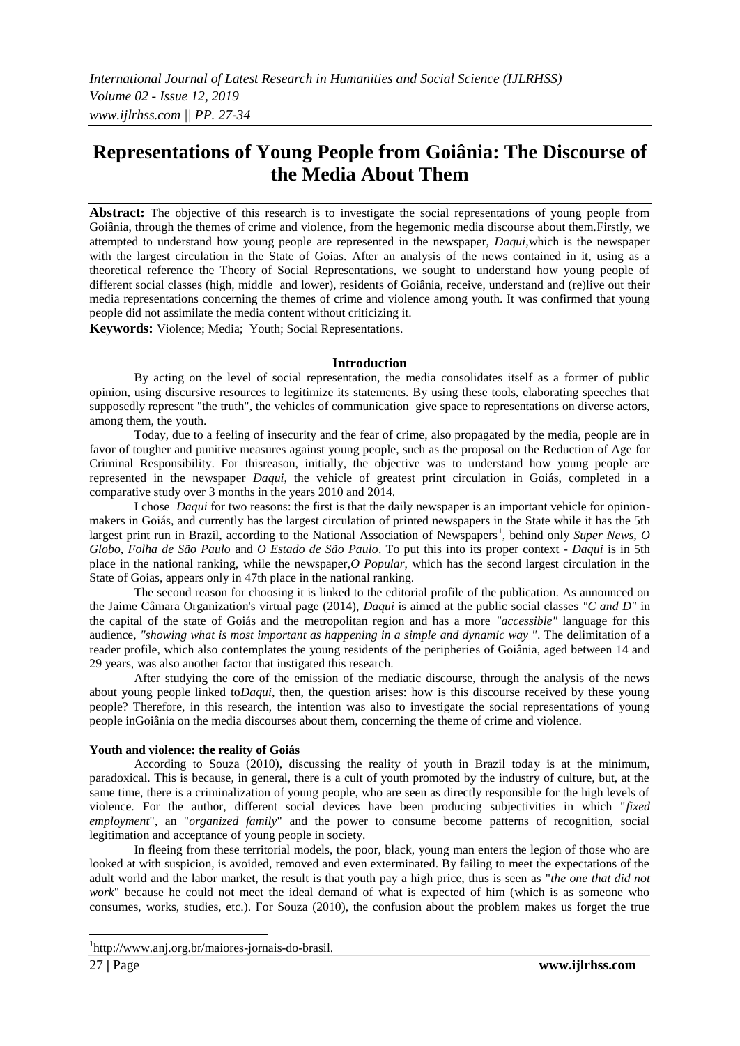# Representations of Young People from Goiânia: The Discourse of the Media About Them

**Abstract:** The objective of this research is to investigate the social representations of young people from Goiânia, through the themes of crime and violence, from the hegemonic media discourse about them.Firstly, we attempted to understand how young people are represented in the newspaper, *Daqui*,which is the newspaper with the largest circulation in the State of Goias. After an analysis of the news contained in it, using as a theoretical reference the Theory of Social Representations, we sought to understand how young people of different social classes (high, middle and lower), residents of Goiânia, receive, understand and (re)live out their media representations concerning the themes of crime and violence among youth. It was confirmed that young people did not assimilate the media content without criticizing it.

**Keywords:** Violence; Media; Youth; Social Representations.

## Introduction

By acting on the level of social representation, the media consolidates itself as a former of public opinion, using discursive resources to legitimize its statements. By using these tools, elaborating speeches that supposedly represent "the truth", the vehicles of communication give space to representations on diverse actors, among them, the youth.

Today, due to a feeling of insecurity and the fear of crime, also propagated by the media, people are in favor of tougher and punitive measures against young people, such as the proposal on the Reduction of Age for Criminal Responsibility. For thisreason, initially, the objective was to understand how young people are represented in the newspaper *Daqui*, the vehicle of greatest print circulation in Goiás, completed in a comparative study over 3 months in the years 2010 and 2014.

I chose *Daqui* for two reasons: the first is that the daily newspaper is an important vehicle for opinion-makers in Goiás, and currently has the largest circulation of printed newspapers in the State while it has the 5th largest print run in Brazil, according to the National Association of Newspapers[1], behind only *Super News, O Globo, Folha de São Paulo* and *O Estado de São Paulo*. To put this into its proper context - *Daqui* is in 5th place in the national ranking, while the newspaper,*O Popular*, which has the second largest circulation in the State of Goias, appears only in 47th place in the national ranking.

The second reason for choosing it is linked to the editorial profile of the publication. As announced on the Jaime Câmara Organization's virtual page (2014), *Daqui* is aimed at the public social classes *"C and D"* in the capital of the state of Goiás and the metropolitan region and has a more *"accessible"* language for this audience, *"showing what is most important as happening in a simple and dynamic way "*. The delimitation of a reader profile, which also contemplates the young residents of the peripheries of Goiânia, aged between 14 and 29 years, was also another factor that instigated this research.

After studying the core of the emission of the mediatic discourse, through the analysis of the news about young people linked to*Daqui*, then, the question arises: how is this discourse received by these young people? Therefore, in this research, the intention was also to investigate the social representations of young people inGoiânia on the media discourses about them, concerning the theme of crime and violence.

### Youth and violence: the reality of Goiás

According to Souza (2010), discussing the reality of youth in Brazil today is at the minimum, paradoxical. This is because, in general, there is a cult of youth promoted by the industry of culture, but, at the same time, there is a criminalization of young people, who are seen as directly responsible for the high levels of violence. For the author, different social devices have been producing subjectivities in which "*fixed employment*", an "*organized family*" and the power to consume become patterns of recognition, social legitimation and acceptance of young people in society.

In fleeing from these territorial models, the poor, black, young man enters the legion of those who are looked at with suspicion, is avoided, removed and even exterminated. By failing to meet the expectations of the adult world and the labor market, the result is that youth pay a high price, thus is seen as "*the one that did not work*" because he could not meet the ideal demand of what is expected of him (which is as someone who consumes, works, studies, etc.). For Souza (2010), the confusion about the problem makes us forget the true

[1] http://www.anj.org.br/maiores-jornais-do-brasil.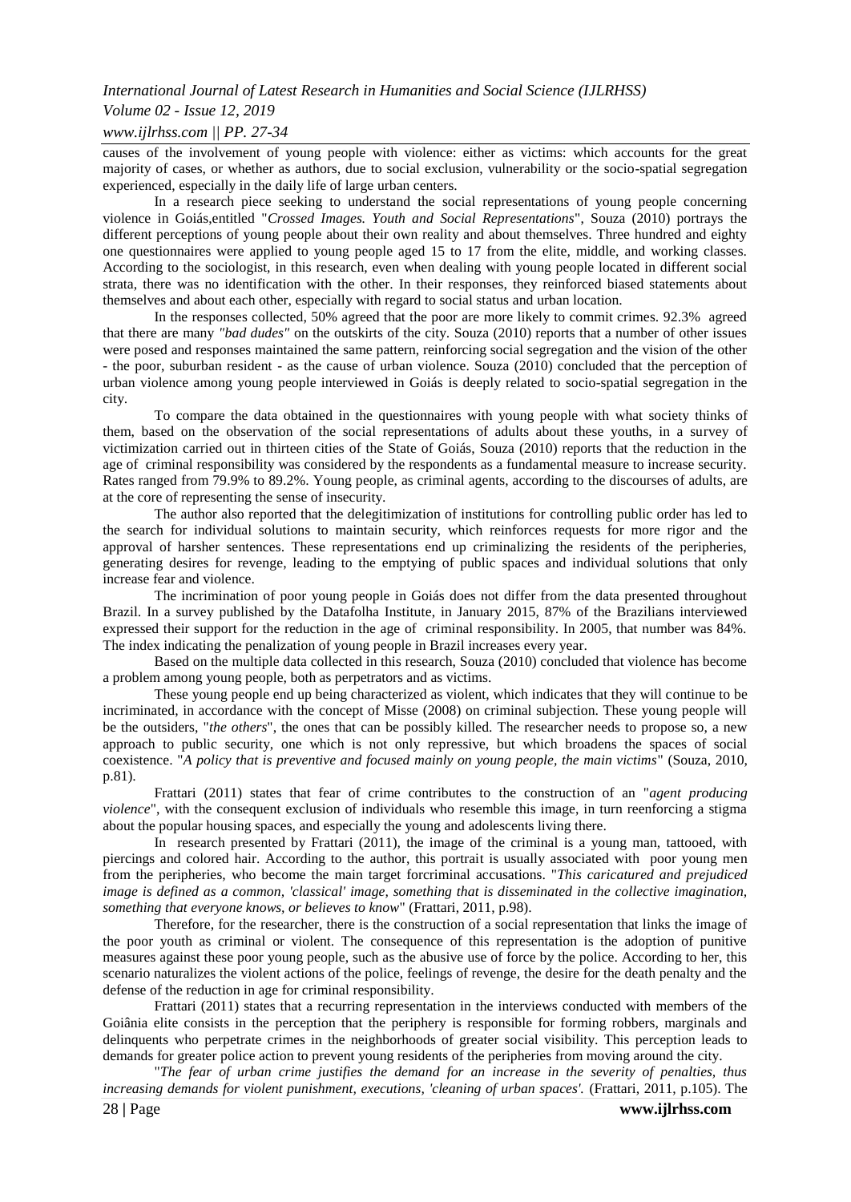causes of the involvement of young people with violence: either as victims: which accounts for the great majority of cases, or whether as authors, due to social exclusion, vulnerability or the socio-spatial segregation experienced, especially in the daily life of large urban centers.

In a research piece seeking to understand the social representations of young people concerning violence in Goiás,entitled "*Crossed Images. Youth and Social Representations*", Souza (2010) portrays the different perceptions of young people about their own reality and about themselves. Three hundred and eighty one questionnaires were applied to young people aged 15 to 17 from the elite, middle, and working classes. According to the sociologist, in this research, even when dealing with young people located in different social strata, there was no identification with the other. In their responses, they reinforced biased statements about themselves and about each other, especially with regard to social status and urban location.

In the responses collected, 50% agreed that the poor are more likely to commit crimes. 92.3% agreed that there are many *"bad dudes"* on the outskirts of the city. Souza (2010) reports that a number of other issues were posed and responses maintained the same pattern, reinforcing social segregation and the vision of the other - the poor, suburban resident - as the cause of urban violence. Souza (2010) concluded that the perception of urban violence among young people interviewed in Goiás is deeply related to socio-spatial segregation in the city.

To compare the data obtained in the questionnaires with young people with what society thinks of them, based on the observation of the social representations of adults about these youths, in a survey of victimization carried out in thirteen cities of the State of Goiás, Souza (2010) reports that the reduction in the age of criminal responsibility was considered by the respondents as a fundamental measure to increase security. Rates ranged from 79.9% to 89.2%. Young people, as criminal agents, according to the discourses of adults, are at the core of representing the sense of insecurity.

The author also reported that the delegitimization of institutions for controlling public order has led to the search for individual solutions to maintain security, which reinforces requests for more rigor and the approval of harsher sentences. These representations end up criminalizing the residents of the peripheries, generating desires for revenge, leading to the emptying of public spaces and individual solutions that only increase fear and violence.

The incrimination of poor young people in Goiás does not differ from the data presented throughout Brazil. In a survey published by the Datafolha Institute, in January 2015, 87% of the Brazilians interviewed expressed their support for the reduction in the age of criminal responsibility. In 2005, that number was 84%. The index indicating the penalization of young people in Brazil increases every year.

Based on the multiple data collected in this research, Souza (2010) concluded that violence has become a problem among young people, both as perpetrators and as victims.

These young people end up being characterized as violent, which indicates that they will continue to be incriminated, in accordance with the concept of Misse (2008) on criminal subjection. These young people will be the outsiders, "*the others*", the ones that can be possibly killed. The researcher needs to propose so, a new approach to public security, one which is not only repressive, but which broadens the spaces of social coexistence. "*A policy that is preventive and focused mainly on young people, the main victims*" (Souza, 2010, p.81).

Frattari (2011) states that fear of crime contributes to the construction of an "*agent producing violence*", with the consequent exclusion of individuals who resemble this image, in turn reenforcing a stigma about the popular housing spaces, and especially the young and adolescents living there.

In research presented by Frattari (2011), the image of the criminal is a young man, tattooed, with piercings and colored hair. According to the author, this portrait is usually associated with poor young men from the peripheries, who become the main target forcriminal accusations. "*This caricatured and prejudiced image is defined as a common, 'classical' image, something that is disseminated in the collective imagination, something that everyone knows, or believes to know*" (Frattari, 2011, p.98).

Therefore, for the researcher, there is the construction of a social representation that links the image of the poor youth as criminal or violent. The consequence of this representation is the adoption of punitive measures against these poor young people, such as the abusive use of force by the police. According to her, this scenario naturalizes the violent actions of the police, feelings of revenge, the desire for the death penalty and the defense of the reduction in age for criminal responsibility.

Frattari (2011) states that a recurring representation in the interviews conducted with members of the Goiânia elite consists in the perception that the periphery is responsible for forming robbers, marginals and delinquents who perpetrate crimes in the neighborhoods of greater social visibility. This perception leads to demands for greater police action to prevent young residents of the peripheries from moving around the city.

"*The fear of urban crime justifies the demand for an increase in the severity of penalties, thus increasing demands for violent punishment, executions, 'cleaning of urban spaces'.* (Frattari, 2011, p.105). The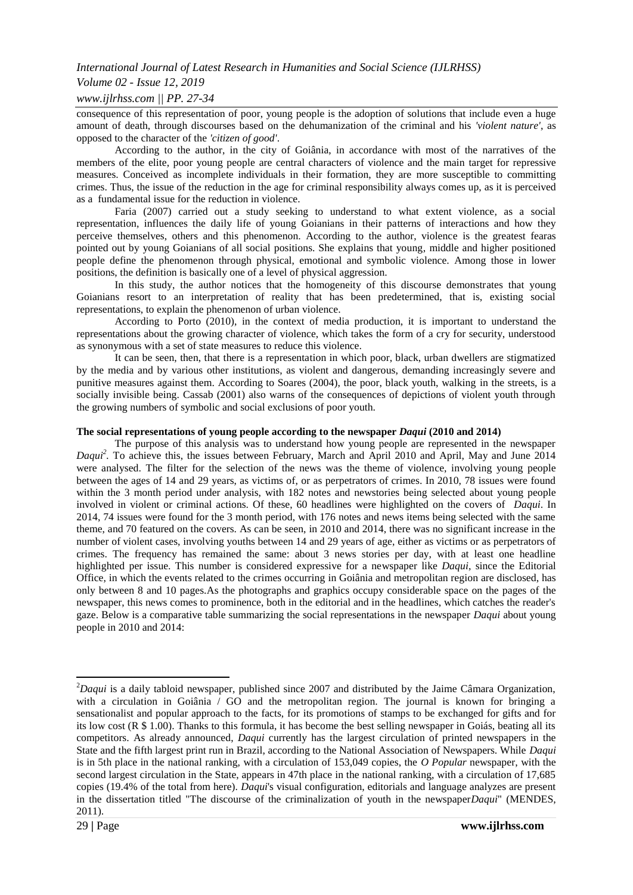consequence of this representation of poor, young people is the adoption of solutions that include even a huge amount of death, through discourses based on the dehumanization of the criminal and his *'violent nature'*, as opposed to the character of the *'citizen of good'*.

According to the author, in the city of Goiânia, in accordance with most of the narratives of the members of the elite, poor young people are central characters of violence and the main target for repressive measures. Conceived as incomplete individuals in their formation, they are more susceptible to committing crimes. Thus, the issue of the reduction in the age for criminal responsibility always comes up, as it is perceived as a fundamental issue for the reduction in violence.

Faria (2007) carried out a study seeking to understand to what extent violence, as a social representation, influences the daily life of young Goianians in their patterns of interactions and how they perceive themselves, others and this phenomenon. According to the author, violence is the greatest fearas pointed out by young Goianians of all social positions. She explains that young, middle and higher positioned people define the phenomenon through physical, emotional and symbolic violence. Among those in lower positions, the definition is basically one of a level of physical aggression.

In this study, the author notices that the homogeneity of this discourse demonstrates that young Goianians resort to an interpretation of reality that has been predetermined, that is, existing social representations, to explain the phenomenon of urban violence.

According to Porto (2010), in the context of media production, it is important to understand the representations about the growing character of violence, which takes the form of a cry for security, understood as synonymous with a set of state measures to reduce this violence.

It can be seen, then, that there is a representation in which poor, black, urban dwellers are stigmatized by the media and by various other institutions, as violent and dangerous, demanding increasingly severe and punitive measures against them. According to Soares (2004), the poor, black youth, walking in the streets, is a socially invisible being. Cassab (2001) also warns of the consequences of depictions of violent youth through the growing numbers of symbolic and social exclusions of poor youth.

**The social representations of young people according to the newspaper *Daqui* (2010 and 2014)**

The purpose of this analysis was to understand how young people are represented in the newspaper *Daqui*[2]. To achieve this, the issues between February, March and April 2010 and April, May and June 2014 were analysed. The filter for the selection of the news was the theme of violence, involving young people between the ages of 14 and 29 years, as victims of, or as perpetrators of crimes. In 2010, 78 issues were found within the 3 month period under analysis, with 182 notes and newstories being selected about young people involved in violent or criminal actions. Of these, 60 headlines were highlighted on the covers of *Daqui*. In 2014, 74 issues were found for the 3 month period, with 176 notes and news items being selected with the same theme, and 70 featured on the covers. As can be seen, in 2010 and 2014, there was no significant increase in the number of violent cases, involving youths between 14 and 29 years of age, either as victims or as perpetrators of crimes. The frequency has remained the same: about 3 news stories per day, with at least one headline highlighted per issue. This number is considered expressive for a newspaper like *Daqui*, since the Editorial Office, in which the events related to the crimes occurring in Goiânia and metropolitan region are disclosed, has only between 8 and 10 pages.As the photographs and graphics occupy considerable space on the pages of the newspaper, this news comes to prominence, both in the editorial and in the headlines, which catches the reader's gaze. Below is a comparative table summarizing the social representations in the newspaper *Daqui* about young people in 2010 and 2014:

---

[2]*Daqui* is a daily tabloid newspaper, published since 2007 and distributed by the Jaime Câmara Organization, with a circulation in Goiânia / GO and the metropolitan region. The journal is known for bringing a sensationalist and popular approach to the facts, for its promotions of stamps to be exchanged for gifts and for its low cost (R $ 1.00). Thanks to this formula, it has become the best selling newspaper in Goiás, beating all its competitors. As already announced, *Daqui* currently has the largest circulation of printed newspapers in the State and the fifth largest print run in Brazil, according to the National Association of Newspapers. While *Daqui* is in 5th place in the national ranking, with a circulation of 153,049 copies, the *O Popular* newspaper, with the second largest circulation in the State, appears in 47th place in the national ranking, with a circulation of 17,685 copies (19.4% of the total from here). *Daqui*'s visual configuration, editorials and language analyzes are present in the dissertation titled "The discourse of the criminalization of youth in the newspaper*Daqui*" (MENDES, 2011).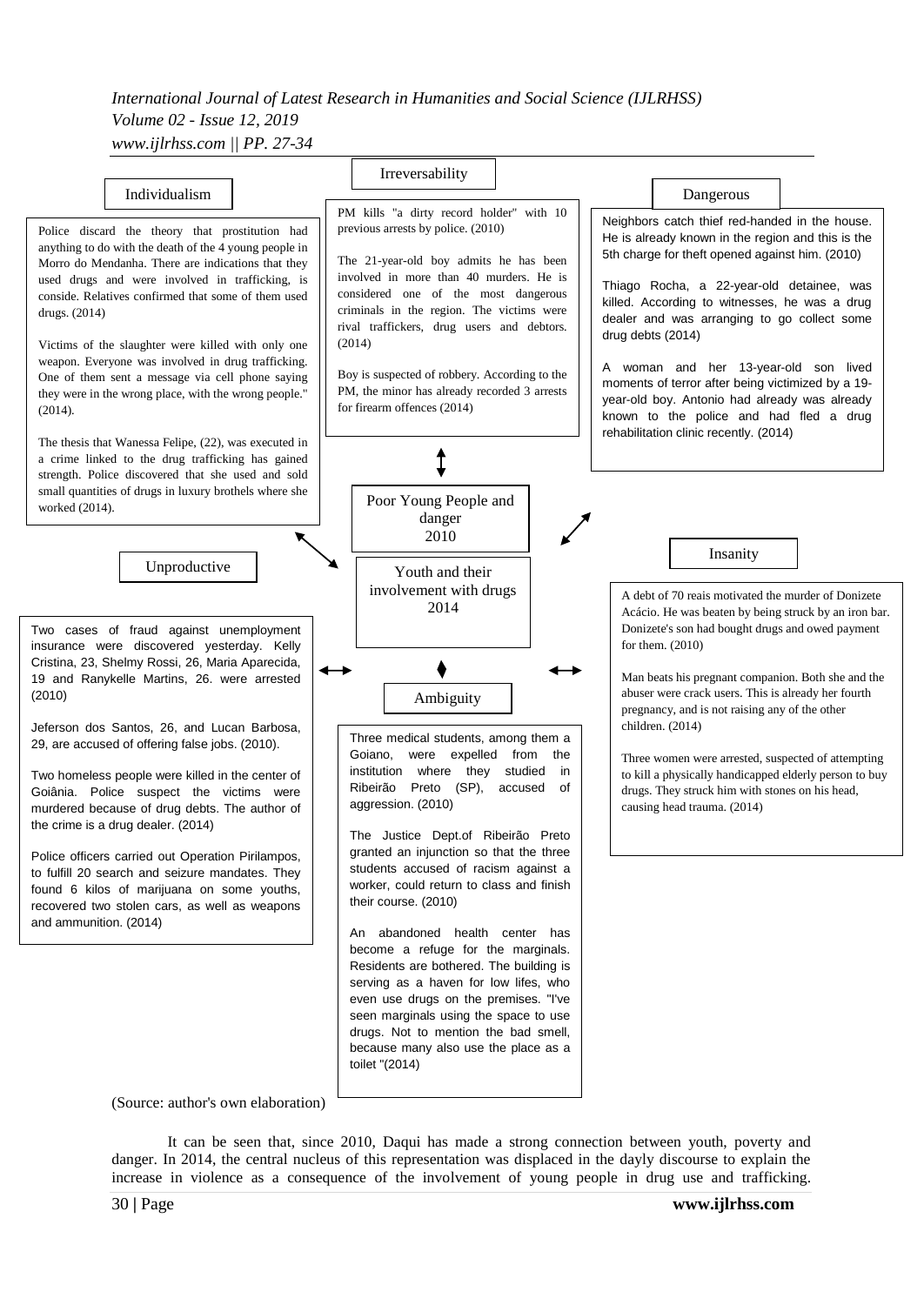**Individualism**

Police discard the theory that prostitution had anything to do with the death of the 4 young people in Morro do Mendanha. There are indications that they used drugs and were involved in trafficking, is conside. Relatives confirmed that some of them used drugs. (2014)

Victims of the slaughter were killed with only one weapon. Everyone was involved in drug trafficking. One of them sent a message via cell phone saying they were in the wrong place, with the wrong people." (2014).

The thesis that Wanessa Felipe, (22), was executed in a crime linked to the drug trafficking has gained strength. Police discovered that she used and sold small quantities of drugs in luxury brothels where she worked (2014).

**Irreversability**

PM kills "a dirty record holder" with 10 previous arrests by police. (2010)

The 21-year-old boy admits he has been involved in more than 40 murders. He is considered one of the most dangerous criminals in the region. The victims were rival traffickers, drug users and debtors. (2014)

Boy is suspected of robbery. According to the PM, the minor has already recorded 3 arrests for firearm offences (2014)

**Dangerous**

Neighbors catch thief red-handed in the house. He is already known in the region and this is the 5th charge for theft opened against him. (2010)

Thiago Rocha, a 22-year-old detainee, was killed. According to witnesses, he was a drug dealer and was arranging to go collect some drug debts (2014)

A woman and her 13-year-old son lived moments of terror after being victimized by a 19-year-old boy. Antonio had already was already known to the police and had fled a drug rehabilitation clinic recently. (2014)

**Poor Young People and danger 2010**

**Youth and their involvement with drugs 2014**

**Unproductive**

Two cases of fraud against unemployment insurance were discovered yesterday. Kelly Cristina, 23, Shelmy Rossi, 26, Maria Aparecida, 19 and Ranykelle Martins, 26. were arrested (2010)

Jeferson dos Santos, 26, and Lucan Barbosa, 29, are accused of offering false jobs. (2010).

Two homeless people were killed in the center of Goiânia. Police suspect the victims were murdered because of drug debts. The author of the crime is a drug dealer. (2014)

Police officers carried out Operation Pirilampos, to fulfill 20 search and seizure mandates. They found 6 kilos of marijuana on some youths, recovered two stolen cars, as well as weapons and ammunition. (2014)

**Ambiguity**

Three medical students, among them a Goiano, were expelled from the institution where they studied in Ribeirão Preto (SP), accused of aggression. (2010)

The Justice Dept.of Ribeirão Preto granted an injunction so that the three students accused of racism against a worker, could return to class and finish their course. (2010)

An abandoned health center has become a refuge for the marginals. Residents are bothered. The building is serving as a haven for low lifes, who even use drugs on the premises. "I've seen marginals using the space to use drugs. Not to mention the bad smell, because many also use the place as a toilet "(2014)

**Insanity**

A debt of 70 reais motivated the murder of Donizete Acácio. He was beaten by being struck by an iron bar. Donizete's son had bought drugs and owed payment for them. (2010)

Man beats his pregnant companion. Both she and the abuser were crack users. This is already her fourth pregnancy, and is not raising any of the other children. (2014)

Three women were arrested, suspected of attempting to kill a physically handicapped elderly person to buy drugs. They struck him with stones on his head, causing head trauma. (2014)

(Source: author's own elaboration)

It can be seen that, since 2010, Daqui has made a strong connection between youth, poverty and danger. In 2014, the central nucleus of this representation was displaced in the dayly discourse to explain the increase in violence as a consequence of the involvement of young people in drug use and trafficking.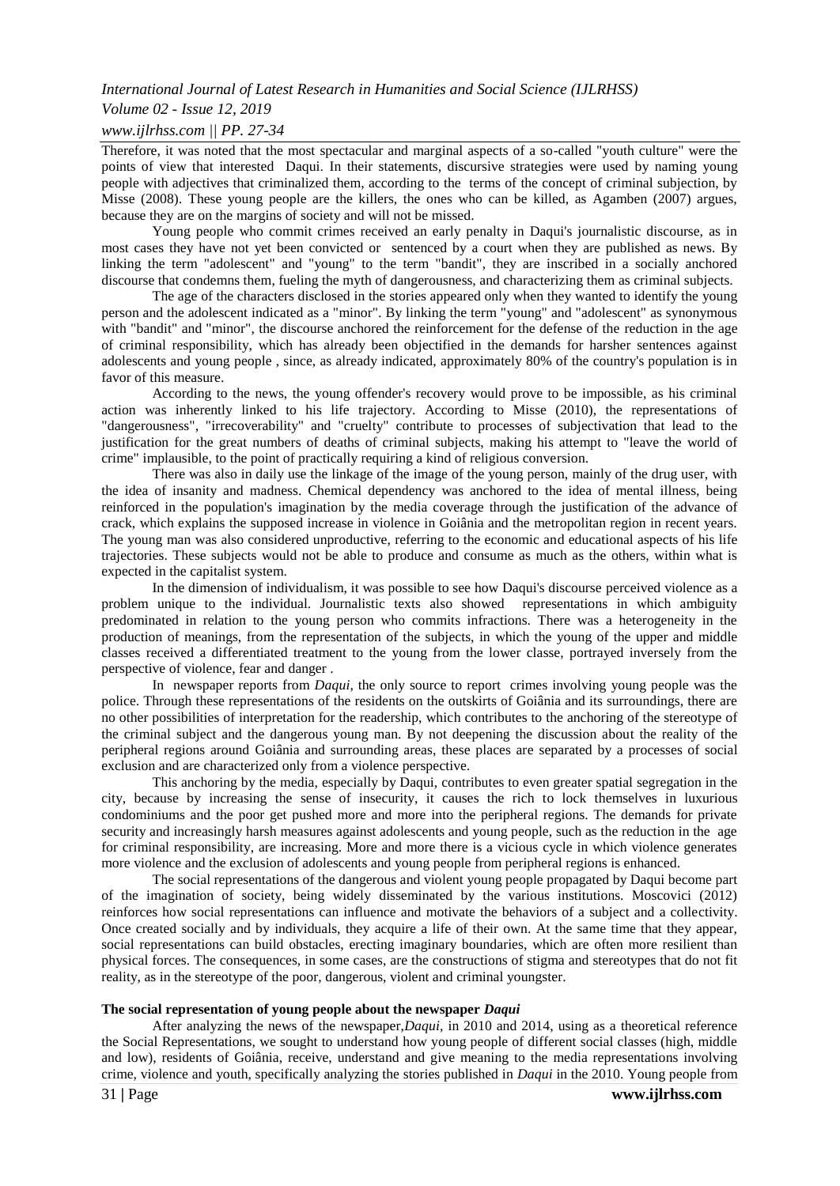Therefore, it was noted that the most spectacular and marginal aspects of a so-called "youth culture" were the points of view that interested Daqui. In their statements, discursive strategies were used by naming young people with adjectives that criminalized them, according to the terms of the concept of criminal subjection, by Misse (2008). These young people are the killers, the ones who can be killed, as Agamben (2007) argues, because they are on the margins of society and will not be missed.

Young people who commit crimes received an early penalty in Daqui's journalistic discourse, as in most cases they have not yet been convicted or sentenced by a court when they are published as news. By linking the term "adolescent" and "young" to the term "bandit", they are inscribed in a socially anchored discourse that condemns them, fueling the myth of dangerousness, and characterizing them as criminal subjects.

The age of the characters disclosed in the stories appeared only when they wanted to identify the young person and the adolescent indicated as a "minor". By linking the term "young" and "adolescent" as synonymous with "bandit" and "minor", the discourse anchored the reinforcement for the defense of the reduction in the age of criminal responsibility, which has already been objectified in the demands for harsher sentences against adolescents and young people , since, as already indicated, approximately 80% of the country's population is in favor of this measure.

According to the news, the young offender's recovery would prove to be impossible, as his criminal action was inherently linked to his life trajectory. According to Misse (2010), the representations of "dangerousness", "irrecoverability" and "cruelty" contribute to processes of subjectivation that lead to the justification for the great numbers of deaths of criminal subjects, making his attempt to "leave the world of crime" implausible, to the point of practically requiring a kind of religious conversion.

There was also in daily use the linkage of the image of the young person, mainly of the drug user, with the idea of insanity and madness. Chemical dependency was anchored to the idea of mental illness, being reinforced in the population's imagination by the media coverage through the justification of the advance of crack, which explains the supposed increase in violence in Goiânia and the metropolitan region in recent years. The young man was also considered unproductive, referring to the economic and educational aspects of his life trajectories. These subjects would not be able to produce and consume as much as the others, within what is expected in the capitalist system.

In the dimension of individualism, it was possible to see how Daqui's discourse perceived violence as a problem unique to the individual. Journalistic texts also showed representations in which ambiguity predominated in relation to the young person who commits infractions. There was a heterogeneity in the production of meanings, from the representation of the subjects, in which the young of the upper and middle classes received a differentiated treatment to the young from the lower classe, portrayed inversely from the perspective of violence, fear and danger .

In newspaper reports from *Daqui*, the only source to report crimes involving young people was the police. Through these representations of the residents on the outskirts of Goiânia and its surroundings, there are no other possibilities of interpretation for the readership, which contributes to the anchoring of the stereotype of the criminal subject and the dangerous young man. By not deepening the discussion about the reality of the peripheral regions around Goiânia and surrounding areas, these places are separated by a processes of social exclusion and are characterized only from a violence perspective.

This anchoring by the media, especially by Daqui, contributes to even greater spatial segregation in the city, because by increasing the sense of insecurity, it causes the rich to lock themselves in luxurious condominiums and the poor get pushed more and more into the peripheral regions. The demands for private security and increasingly harsh measures against adolescents and young people, such as the reduction in the age for criminal responsibility, are increasing. More and more there is a vicious cycle in which violence generates more violence and the exclusion of adolescents and young people from peripheral regions is enhanced.

The social representations of the dangerous and violent young people propagated by Daqui become part of the imagination of society, being widely disseminated by the various institutions. Moscovici (2012) reinforces how social representations can influence and motivate the behaviors of a subject and a collectivity. Once created socially and by individuals, they acquire a life of their own. At the same time that they appear, social representations can build obstacles, erecting imaginary boundaries, which are often more resilient than physical forces. The consequences, in some cases, are the constructions of stigma and stereotypes that do not fit reality, as in the stereotype of the poor, dangerous, violent and criminal youngster.

**The social representation of young people about the newspaper *Daqui***

After analyzing the news of the newspaper,*Daqui*, in 2010 and 2014, using as a theoretical reference the Social Representations, we sought to understand how young people of different social classes (high, middle and low), residents of Goiânia, receive, understand and give meaning to the media representations involving crime, violence and youth, specifically analyzing the stories published in *Daqui* in the 2010. Young people from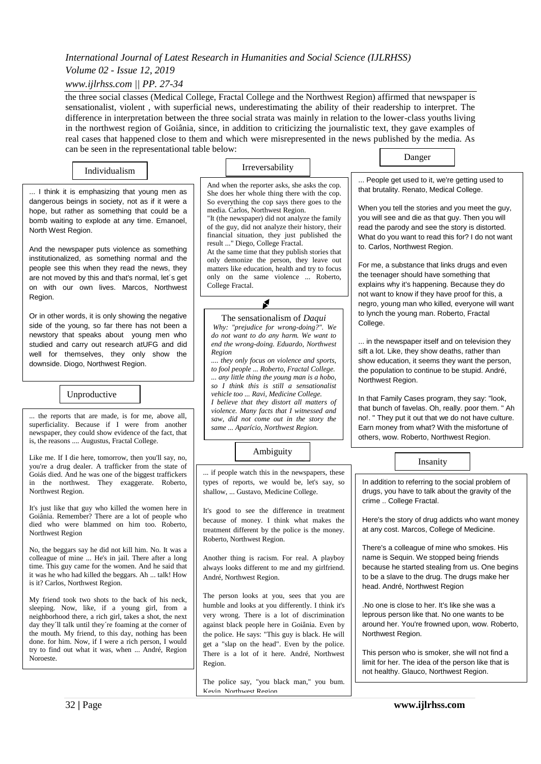the three social classes (Medical College, Fractal College and the Northwest Region) affirmed that newspaper is sensationalist, violent , with superficial news, underestimating the ability of their readership to interpret. The difference in interpretation between the three social strata was mainly in relation to the lower-class youths living in the northwest region of Goiânia, since, in addition to criticizing the journalistic text, they gave examples of real cases that happened close to them and which were misrepresented in the news published by the media. As can be seen in the representational table below:

**Individualism**

... I think it is emphasizing that young men as dangerous beings in society, not as if it were a hope, but rather as something that could be a bomb waiting to explode at any time. Emanoel, North West Region.

And the newspaper puts violence as something institutionalized, as something normal and the people see this when they read the news, they are not moved by this and that's normal, let´s get on with our own lives. Marcos, Northwest Region.

Or in other words, it is only showing the negative side of the young, so far there has not been a newstory that speaks about young men who studied and carry out research atUFG and did well for themselves, they only show the downside. Diogo, Northwest Region.

**Unproductive**

... the reports that are made, is for me, above all, superficiality. Because if I were from another newspaper, they could show evidence of the fact, that is, the reasons .... Augustus, Fractal College.

Like me. If I die here, tomorrow, then you'll say, no, you're a drug dealer. A trafficker from the state of Goiás died. And he was one of the biggest traffickers in the northwest. They exaggerate. Roberto, Northwest Region.

It's just like that guy who killed the women here in Goiânia. Remember? There are a lot of people who died who were blammed on him too. Roberto, Northwest Region

No, the beggars say he did not kill him. No. It was a colleague of mine ... He's in jail. There after a long time. This guy came for the women. And he said that it was he who had killed the beggars. Ah ... talk! How is it? Carlos, Northwest Region.

My friend took two shots to the back of his neck, sleeping. Now, like, if a young girl, from a neighborhood there, a rich girl, takes a shot, the next day they´ll talk until they´re foaming at the corner of the mouth. My friend, to this day, nothing has been done. for him. Now, if I were a rich person, I would try to find out what it was, when ... André, Region Noroeste.

**Irreversability**

And when the reporter asks, she asks the cop. She does her whole thing there with the cop. So everything the cop says there goes to the media. Carlos, Northwest Region.

"It (the newspaper) did not analyze the family of the guy, did not analyze their history, their financial situation, they just published the result ..." Diego, College Fractal.

At the same time that they publish stories that only demonize the person, they leave out matters like education, health and try to focus only on the same violence ... Roberto, College Fractal.

**The sensationalism of *Daqui***

*Why: "prejudice for wrong-doing?". We do not want to do any harm. We want to end the wrong-doing. Eduardo, Northwest Region*

*.... they only focus on violence and sports, to fool people ... Roberto, Fractal College.*

*... any little thing the young man is a hobo, so I think this is still a sensationalist vehicle too ... Ravi, Medicine College.*

*I believe that they distort all matters of violence. Many facts that I witnessed and saw, did not come out in the story the same ... Aparício, Northwest Region.*

**Ambiguity**

... if people watch this in the newspapers, these types of reports, we would be, let's say, so shallow, ... Gustavo, Medicine College.

It's good to see the difference in treatment because of money. I think what makes the treatment different by the police is the money. Roberto, Northwest Region.

Another thing is racism. For real. A playboy always looks different to me and my girlfriend. André, Northwest Region.

The person looks at you, sees that you are humble and looks at you differently. I think it's very wrong. There is a lot of discrimination against black people here in Goiânia. Even by the police. He says: "This guy is black. He will get a "slap on the head". Even by the police. There is a lot of it here. André, Northwest Region.

The police say, "you black man," you bum. Kevin, Northwest Region

**Danger**

... People get used to it, we're getting used to that brutality. Renato, Medical College.

When you tell the stories and you meet the guy, you will see and die as that guy. Then you will read the parody and see the story is distorted. What do you want to read this for? I do not want to. Carlos, Northwest Region.

For me, a substance that links drugs and even the teenager should have something that explains why it's happening. Because they do not want to know if they have proof for this, a negro, young man who killed, everyone will want to lynch the young man. Roberto, Fractal College.

... in the newspaper itself and on television they sift a lot. Like, they show deaths, rather than show education, it seems they want the person, the population to continue to be stupid. André, Northwest Region.

In that Family Cases program, they say: "look, that bunch of favelas. Oh, really. poor them. " Ah no!. " They put it out that we do not have culture. Earn money from what? With the misfortune of others, wow. Roberto, Northwest Region.

**Insanity**

In addition to referring to the social problem of drugs, you have to talk about the gravity of the crime .. College Fractal.

Here's the story of drug addicts who want money at any cost. Marcos, College of Medicine.

There's a colleague of mine who smokes. His name is Sequin. We stopped being friends because he started stealing from us. One begins to be a slave to the drug. The drugs make her head. André, Northwest Region

.No one is close to her. It's like she was a leprous person like that. No one wants to be around her. You're frowned upon, wow. Roberto, Northwest Region.

This person who is smoker, she will not find a limit for her. The idea of the person like that is not healthy. Glauco, Northwest Region.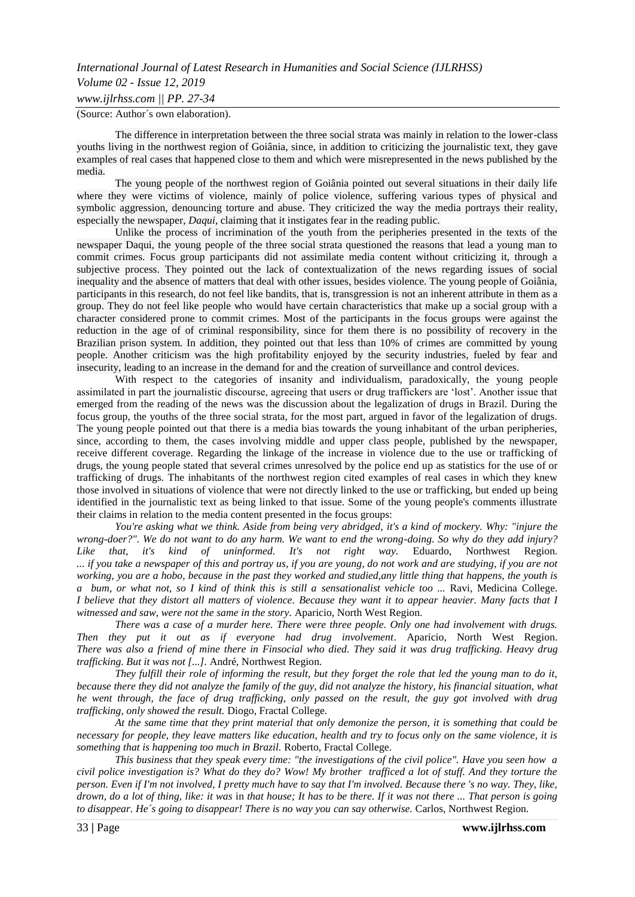(Source: Author´s own elaboration).

The difference in interpretation between the three social strata was mainly in relation to the lower-class youths living in the northwest region of Goiânia, since, in addition to criticizing the journalistic text, they gave examples of real cases that happened close to them and which were misrepresented in the news published by the media.

The young people of the northwest region of Goiânia pointed out several situations in their daily life where they were victims of violence, mainly of police violence, suffering various types of physical and symbolic aggression, denouncing torture and abuse. They criticized the way the media portrays their reality, especially the newspaper, *Daqui*, claiming that it instigates fear in the reading public.

Unlike the process of incrimination of the youth from the peripheries presented in the texts of the newspaper Daqui, the young people of the three social strata questioned the reasons that lead a young man to commit crimes. Focus group participants did not assimilate media content without criticizing it, through a subjective process. They pointed out the lack of contextualization of the news regarding issues of social inequality and the absence of matters that deal with other issues, besides violence. The young people of Goiânia, participants in this research, do not feel like bandits, that is, transgression is not an inherent attribute in them as a group. They do not feel like people who would have certain characteristics that make up a social group with a character considered prone to commit crimes. Most of the participants in the focus groups were against the reduction in the age of of criminal responsibility, since for them there is no possibility of recovery in the Brazilian prison system. In addition, they pointed out that less than 10% of crimes are committed by young people. Another criticism was the high profitability enjoyed by the security industries, fueled by fear and insecurity, leading to an increase in the demand for and the creation of surveillance and control devices.

With respect to the categories of insanity and individualism, paradoxically, the young people assimilated in part the journalistic discourse, agreeing that users or drug traffickers are 'lost'. Another issue that emerged from the reading of the news was the discussion about the legalization of drugs in Brazil. During the focus group, the youths of the three social strata, for the most part, argued in favor of the legalization of drugs. The young people pointed out that there is a media bias towards the young inhabitant of the urban peripheries, since, according to them, the cases involving middle and upper class people, published by the newspaper, receive different coverage. Regarding the linkage of the increase in violence due to the use or trafficking of drugs, the young people stated that several crimes unresolved by the police end up as statistics for the use of or trafficking of drugs. The inhabitants of the northwest region cited examples of real cases in which they knew those involved in situations of violence that were not directly linked to the use or trafficking, but ended up being identified in the journalistic text as being linked to that issue. Some of the young people's comments illustrate their claims in relation to the media content presented in the focus groups:

*You're asking what we think. Aside from being very abridged, it's a kind of mockery. Why: "injure the wrong-doer?". We do not want to do any harm. We want to end the wrong-doing. So why do they add injury? Like that, it's kind of uninformed. It's not right way.* Eduardo, Northwest Region.
*... if you take a newspaper of this and portray us, if you are young, do not work and are studying, if you are not working, you are a hobo, because in the past they worked and studied,any little thing that happens, the youth is a bum, or what not, so I kind of think this is still a sensationalist vehicle too ...* Ravi, Medicina College.
*I believe that they distort all matters of violence. Because they want it to appear heavier. Many facts that I witnessed and saw, were not the same in the story.* Aparicio, North West Region.

*There was a case of a murder here. There were three people. Only one had involvement with drugs. Then they put it out as if everyone had drug involvement*. Aparicio, North West Region.
*There was also a friend of mine there in Finsocial who died. They said it was drug trafficking. Heavy drug trafficking. But it was not [...].* André, Northwest Region.

*They fulfill their role of informing the result, but they forget the role that led the young man to do it, because there they did not analyze the family of the guy, did not analyze the history, his financial situation, what he went through, the face of drug trafficking, only passed on the result, the guy got involved with drug trafficking, only showed the result.* Diogo, Fractal College.

*At the same time that they print material that only demonize the person, it is something that could be necessary for people, they leave matters like education, health and try to focus only on the same violence, it is something that is happening too much in Brazil.* Roberto, Fractal College.

*This business that they speak every time: "the investigations of the civil police". Have you seen how a civil police investigation is? What do they do? Wow! My brother trafficed a lot of stuff. And they torture the person. Even if I'm not involved, I pretty much have to say that I'm involved. Because there 's no way. They, like, drown, do a lot of thing, like: it was* in *that house; It has to be there. If it was not there ... That person is going to disappear. He´s going to disappear! There is no way you can say otherwise.* Carlos, Northwest Region.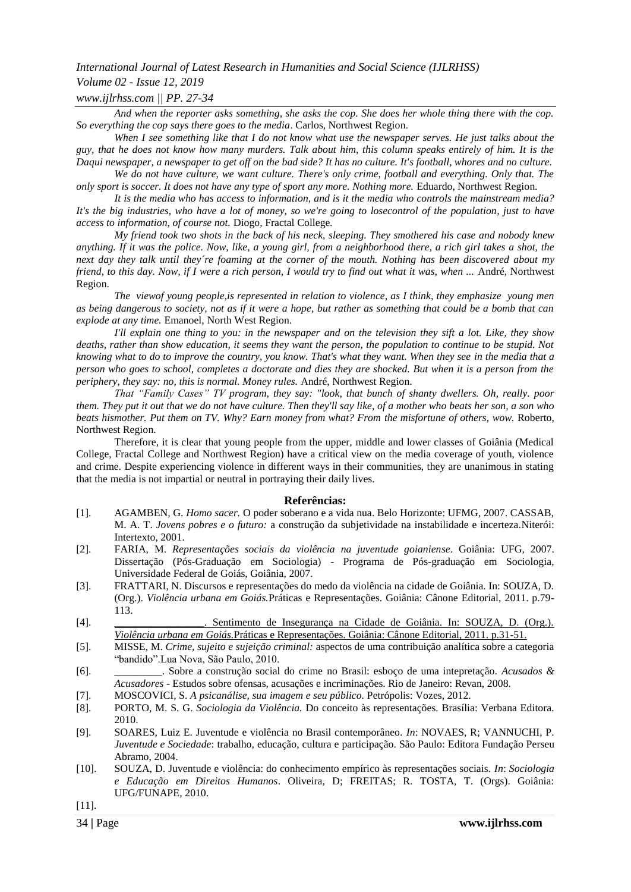*And when the reporter asks something, she asks the cop. She does her whole thing there with the cop. So everything the cop says there goes to the media*. Carlos, Northwest Region.

*When I see something like that I do not know what use the newspaper serves. He just talks about the guy, that he does not know how many murders. Talk about him, this column speaks entirely of him. It is the Daqui newspaper, a newspaper to get off on the bad side? It has no culture. It's football, whores and no culture.*

*We do not have culture, we want culture. There's only crime, football and everything. Only that. The only sport is soccer. It does not have any type of sport any more. Nothing more.* Eduardo, Northwest Region.

*It is the media who has access to information, and is it the media who controls the mainstream media? It's the big industries, who have a lot of money, so we're going to losecontrol of the population, just to have access to information, of course not.* Diogo, Fractal College.

*My friend took two shots in the back of his neck, sleeping. They smothered his case and nobody knew anything. If it was the police. Now, like, a young girl, from a neighborhood there, a rich girl takes a shot, the next day they talk until they´re foaming at the corner of the mouth. Nothing has been discovered about my friend, to this day. Now, if I were a rich person, I would try to find out what it was, when ...* André, Northwest Region.

*The viewof young people,is represented in relation to violence, as I think, they emphasize young men as being dangerous to society, not as if it were a hope, but rather as something that could be a bomb that can explode at any time.* Emanoel, North West Region.

*I'll explain one thing to you: in the newspaper and on the television they sift a lot. Like, they show deaths, rather than show education, it seems they want the person, the population to continue to be stupid. Not knowing what to do to improve the country, you know. That's what they want. When they see in the media that a person who goes to school, completes a doctorate and dies they are shocked. But when it is a person from the periphery, they say: no, this is normal. Money rules.* André, Northwest Region.

*That "Family Cases" TV program, they say: "look, that bunch of shanty dwellers. Oh, really. poor them. They put it out that we do not have culture. Then they'll say like, of a mother who beats her son, a son who beats hismother. Put them on TV. Why? Earn money from what? From the misfortune of others, wow.* Roberto, Northwest Region.

Therefore, it is clear that young people from the upper, middle and lower classes of Goiânia (Medical College, Fractal College and Northwest Region) have a critical view on the media coverage of youth, violence and crime. Despite experiencing violence in different ways in their communities, they are unanimous in stating that the media is not impartial or neutral in portraying their daily lives.

## Referências:

[1]. AGAMBEN, G. *Homo sacer.* O poder soberano e a vida nua. Belo Horizonte: UFMG, 2007. CASSAB, M. A. T. *Jovens pobres e o futuro:* a construção da subjetividade na instabilidade e incerteza.Niterói: Intertexto, 2001.

[2]. FARIA, M. *Representações sociais da violência na juventude goianiense*. Goiânia: UFG, 2007. Dissertação (Pós-Graduação em Sociologia) - Programa de Pós-graduação em Sociologia, Universidade Federal de Goiás, Goiânia, 2007.

[3]. FRATTARI, N. Discursos e representações do medo da violência na cidade de Goiânia. In: SOUZA, D. (Org.). *Violência urbana em Goiás.*Práticas e Representações. Goiânia: Cânone Editorial, 2011. p.79-113.

[4]. ________________. Sentimento de Insegurança na Cidade de Goiânia. In: SOUZA, D. (Org.). *Violência urbana em Goiás.*Práticas e Representações. Goiânia: Cânone Editorial, 2011. p.31-51.

[5]. MISSE, M. *Crime, sujeito e sujeição criminal:* aspectos de uma contribuição analítica sobre a categoria "bandido".Lua Nova, São Paulo, 2010.

[6]. _________. Sobre a construção social do crime no Brasil: esboço de uma intepretação. *Acusados & Acusadores* - Estudos sobre ofensas, acusações e incriminações. Rio de Janeiro: Revan, 2008.

[7]. MOSCOVICI, S. *A psicanálise, sua imagem e seu público.* Petrópolis: Vozes, 2012.

[8]. PORTO, M. S. G. *Sociologia da Violência.* Do conceito às representações. Brasília: Verbana Editora. 2010.

[9]. SOARES, Luiz E. Juventude e violência no Brasil contemporâneo. *In*: NOVAES, R; VANNUCHI, P. *Juventude e Sociedade*: trabalho, educação, cultura e participação. São Paulo: Editora Fundação Perseu Abramo, 2004.

[10]. SOUZA, D. Juventude e violência: do conhecimento empírico às representações sociais. *In*: *Sociologia e Educação em Direitos Humanos*. Oliveira, D; FREITAS; R. TOSTA, T. (Orgs). Goiânia: UFG/FUNAPE, 2010.

[11].